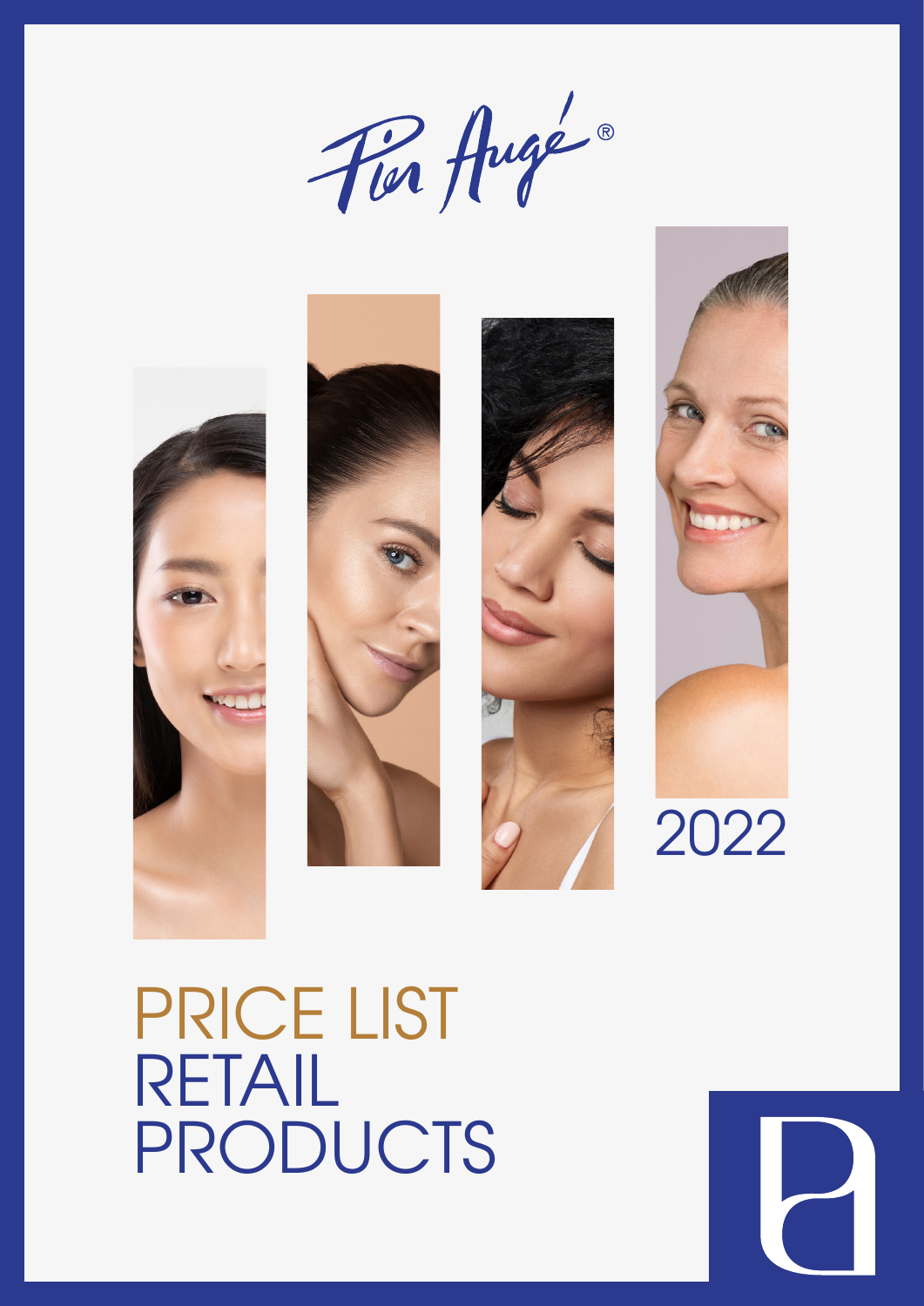Pier Augé®

2022

# PRICE LIST RETAIL PRODUCTS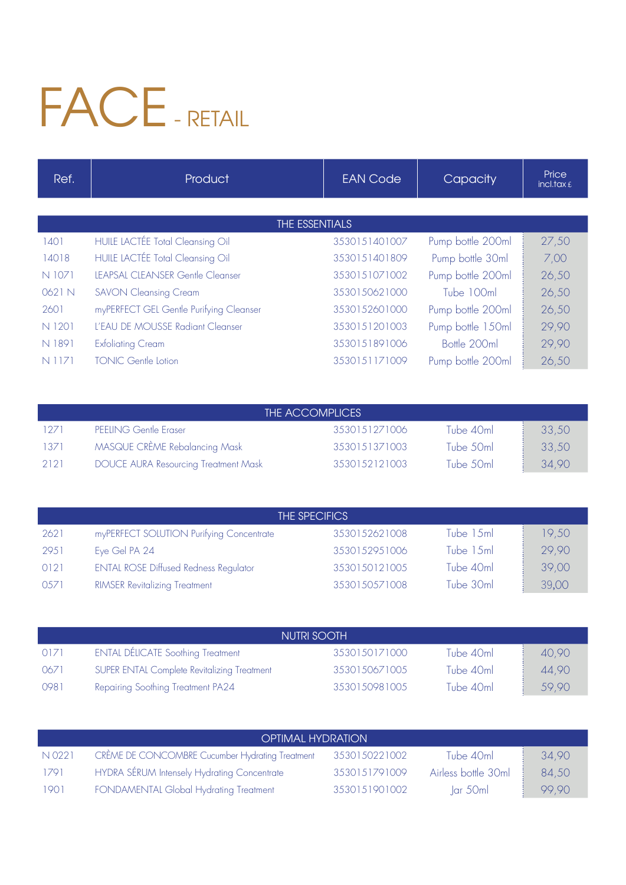# FACE - RETAIL

| Ref. | Product | EAN Code | Capacity | Price incl.tax £ |
|---|---|---|---|---|
| **THE ESSENTIALS** | | | | |
| 1401 | HUILE LACTÉE Total Cleansing Oil | 3530151401007 | Pump bottle 200ml | 27,50 |
| 14018 | HUILE LACTÉE Total Cleansing Oil | 3530151401809 | Pump bottle 30ml | 7,00 |
| N 1071 | LEAPSAL CLEANSER Gentle Cleanser | 3530151071002 | Pump bottle 200ml | 26,50 |
| 0621 N | SAVON Cleansing Cream | 3530150621000 | Tube 100ml | 26,50 |
| 2601 | myPERFECT GEL Gentle Purifying Cleanser | 3530152601000 | Pump bottle 200ml | 26,50 |
| N 1201 | L'EAU DE MOUSSE Radiant Cleanser | 3530151201003 | Pump bottle 150ml | 29,90 |
| N 1891 | Exfoliating Cream | 3530151891006 | Bottle 200ml | 29,90 |
| N 1171 | TONIC Gentle Lotion | 3530151171009 | Pump bottle 200ml | 26,50 |
| **THE ACCOMPLICES** | | | | |
| 1271 | PEELING Gentle Eraser | 3530151271006 | Tube 40ml | 33,50 |
| 1371 | MASQUE CRÈME Rebalancing Mask | 3530151371003 | Tube 50ml | 33,50 |
| 2121 | DOUCE AURA Resourcing Treatment Mask | 3530152121003 | Tube 50ml | 34,90 |
| **THE SPECIFICS** | | | | |
| 2621 | myPERFECT SOLUTION Purifying Concentrate | 3530152621008 | Tube 15ml | 19,50 |
| 2951 | Eye Gel PA 24 | 3530152951006 | Tube 15ml | 29,90 |
| 0121 | ENTAL ROSE Diffused Redness Regulator | 3530150121005 | Tube 40ml | 39,00 |
| 0571 | RIMSER Revitalizing Treatment | 3530150571008 | Tube 30ml | 39,00 |
| **NUTRI SOOTH** | | | | |
| 0171 | ENTAL DÉLICATE Soothing Treatment | 3530150171000 | Tube 40ml | 40,90 |
| 0671 | SUPER ENTAL Complete Revitalizing Treatment | 3530150671005 | Tube 40ml | 44,90 |
| 0981 | Repairing Soothing Treatment PA24 | 3530150981005 | Tube 40ml | 59,90 |
| **OPTIMAL HYDRATION** | | | | |
| N 0221 | CRÈME DE CONCOMBRE Cucumber Hydrating Treatment | 3530150221002 | Tube 40ml | 34,90 |
| 1791 | HYDRA SÉRUM Intensely Hydrating Concentrate | 3530151791009 | Airless bottle 30ml | 84,50 |
| 1901 | FONDAMENTAL Global Hydrating Treatment | 3530151901002 | Jar 50ml | 99,90 |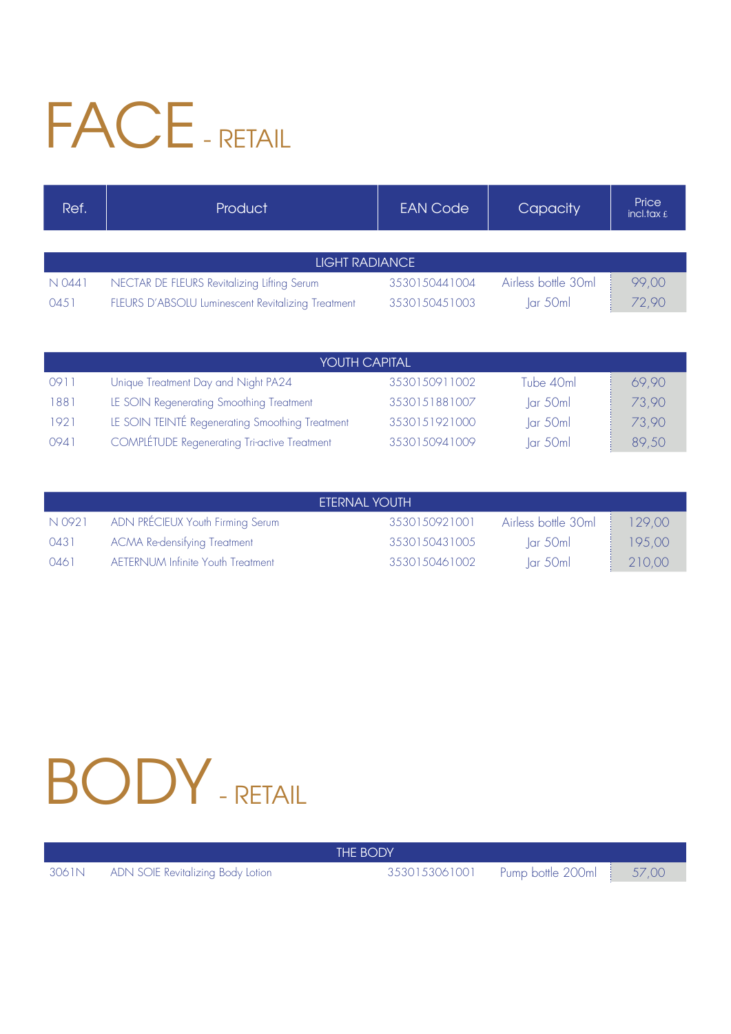# FACE - RETAIL

| Ref. | Product | EAN Code | Capacity | Price incl.tax £ |
|---|---|---|---|---|
| | **LIGHT RADIANCE** | | | |
| N 0441 | NECTAR DE FLEURS Revitalizing Lifting Serum | 3530150441004 | Airless bottle 30ml | 99,00 |
| 0451 | FLEURS D'ABSOLU Luminescent Revitalizing Treatment | 3530150451003 | Jar 50ml | 72,90 |
| | **YOUTH CAPITAL** | | | |
| 0911 | Unique Treatment Day and Night PA24 | 3530150911002 | Tube 40ml | 69,90 |
| 1881 | LE SOIN Regenerating Smoothing Treatment | 3530151881007 | Jar 50ml | 73,90 |
| 1921 | LE SOIN TEINTÉ Regenerating Smoothing Treatment | 3530151921000 | Jar 50ml | 73,90 |
| 0941 | COMPLÉTUDE Regenerating Tri-active Treatment | 3530150941009 | Jar 50ml | 89,50 |
| | **ETERNAL YOUTH** | | | |
| N 0921 | ADN PRÉCIEUX Youth Firming Serum | 3530150921001 | Airless bottle 30ml | 129,00 |
| 0431 | ACMA Re-densifying Treatment | 3530150431005 | Jar 50ml | 195,00 |
| 0461 | AETERNUM Infinite Youth Treatment | 3530150461002 | Jar 50ml | 210,00 |

# BODY - RETAIL

| Ref. | Product | EAN Code | Capacity | Price incl.tax £ |
|---|---|---|---|---|
| | **THE BODY** | | | |
| 3061N | ADN SOIE Revitalizing Body Lotion | 3530153061001 | Pump bottle 200ml | 57,00 |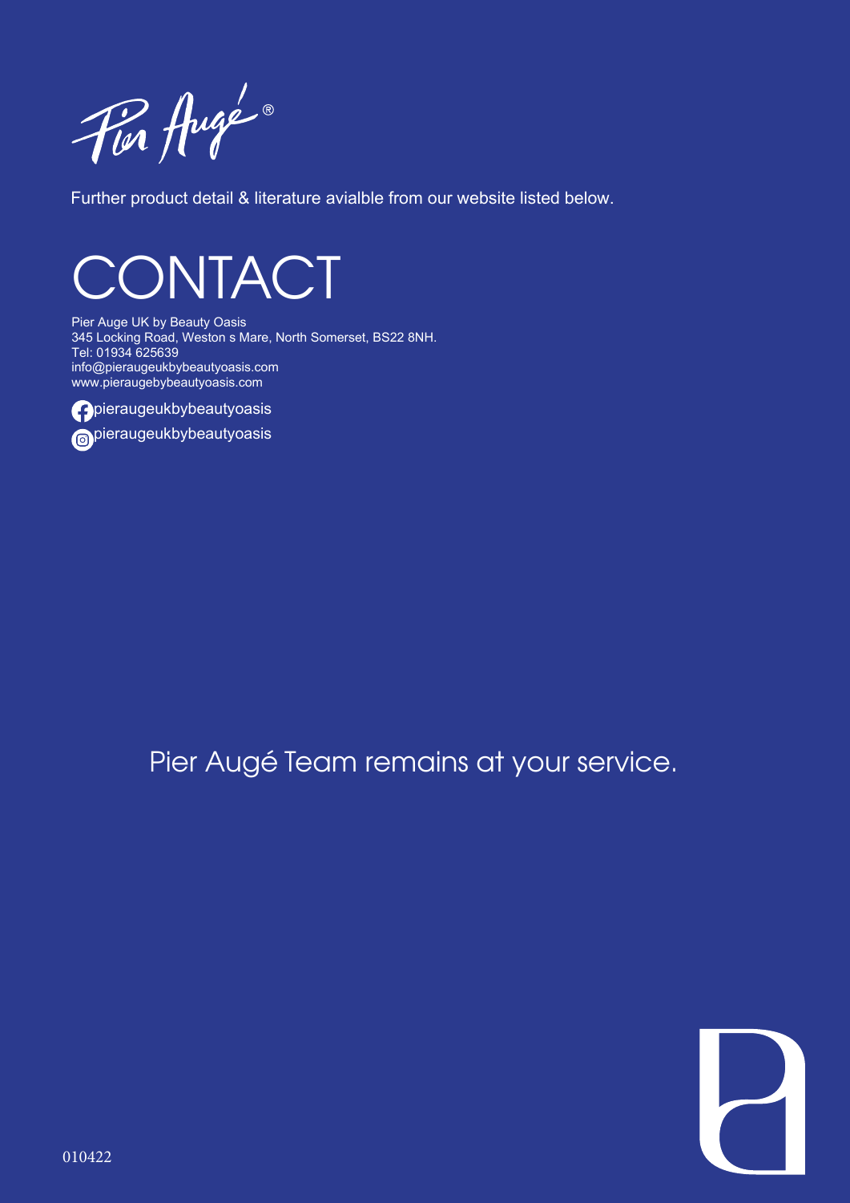Pier Augé®

Further product detail & literature avialble from our website listed below.

# CONTACT

Pier Auge UK by Beauty Oasis
345 Locking Road, Weston s Mare, North Somerset, BS22 8NH.
Tel: 01934 625639
info@pieraugeukbybeautyoasis.com
www.pieraugebybeautyoasis.com

pieraugeukbybeautyoasis
pieraugeukbybeautyoasis

Pier Augé Team remains at your service.

010422